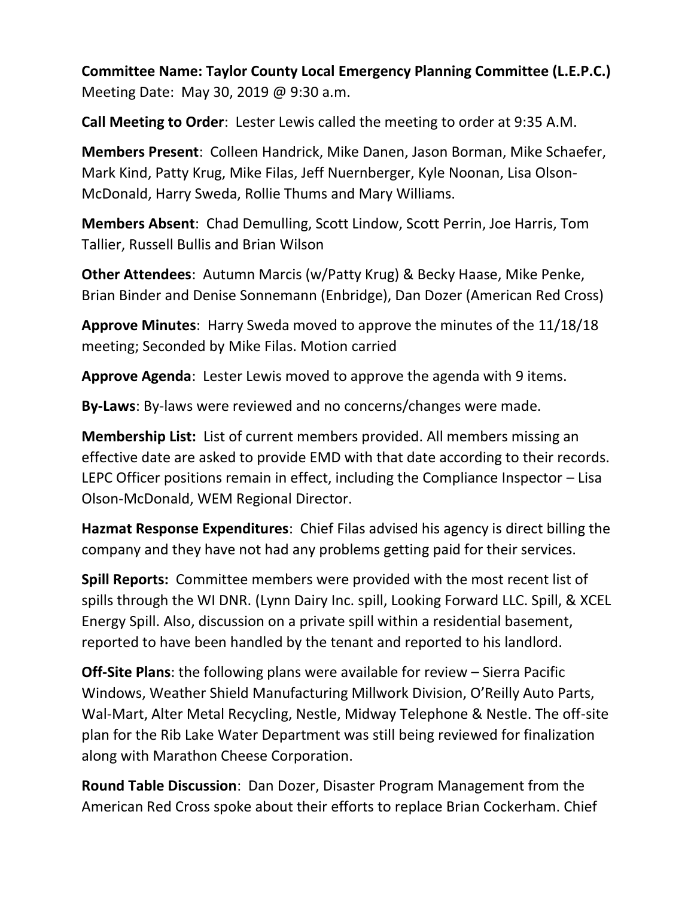**Committee Name: Taylor County Local Emergency Planning Committee (L.E.P.C.)**
Meeting Date: May 30, 2019 @ 9:30 a.m.

**Call Meeting to Order**: Lester Lewis called the meeting to order at 9:35 A.M.

**Members Present**: Colleen Handrick, Mike Danen, Jason Borman, Mike Schaefer, Mark Kind, Patty Krug, Mike Filas, Jeff Nuernberger, Kyle Noonan, Lisa Olson-McDonald, Harry Sweda, Rollie Thums and Mary Williams.

**Members Absent**: Chad Demulling, Scott Lindow, Scott Perrin, Joe Harris, Tom Tallier, Russell Bullis and Brian Wilson

**Other Attendees**: Autumn Marcis (w/Patty Krug) & Becky Haase, Mike Penke, Brian Binder and Denise Sonnemann (Enbridge), Dan Dozer (American Red Cross)

**Approve Minutes**: Harry Sweda moved to approve the minutes of the 11/18/18 meeting; Seconded by Mike Filas. Motion carried

**Approve Agenda**: Lester Lewis moved to approve the agenda with 9 items.

**By-Laws**: By-laws were reviewed and no concerns/changes were made.

**Membership List:** List of current members provided. All members missing an effective date are asked to provide EMD with that date according to their records. LEPC Officer positions remain in effect, including the Compliance Inspector – Lisa Olson-McDonald, WEM Regional Director.

**Hazmat Response Expenditures**: Chief Filas advised his agency is direct billing the company and they have not had any problems getting paid for their services.

**Spill Reports:** Committee members were provided with the most recent list of spills through the WI DNR. (Lynn Dairy Inc. spill, Looking Forward LLC. Spill, & XCEL Energy Spill. Also, discussion on a private spill within a residential basement, reported to have been handled by the tenant and reported to his landlord.

**Off-Site Plans**: the following plans were available for review – Sierra Pacific Windows, Weather Shield Manufacturing Millwork Division, O'Reilly Auto Parts, Wal-Mart, Alter Metal Recycling, Nestle, Midway Telephone & Nestle. The off-site plan for the Rib Lake Water Department was still being reviewed for finalization along with Marathon Cheese Corporation.

**Round Table Discussion**: Dan Dozer, Disaster Program Management from the American Red Cross spoke about their efforts to replace Brian Cockerham. Chief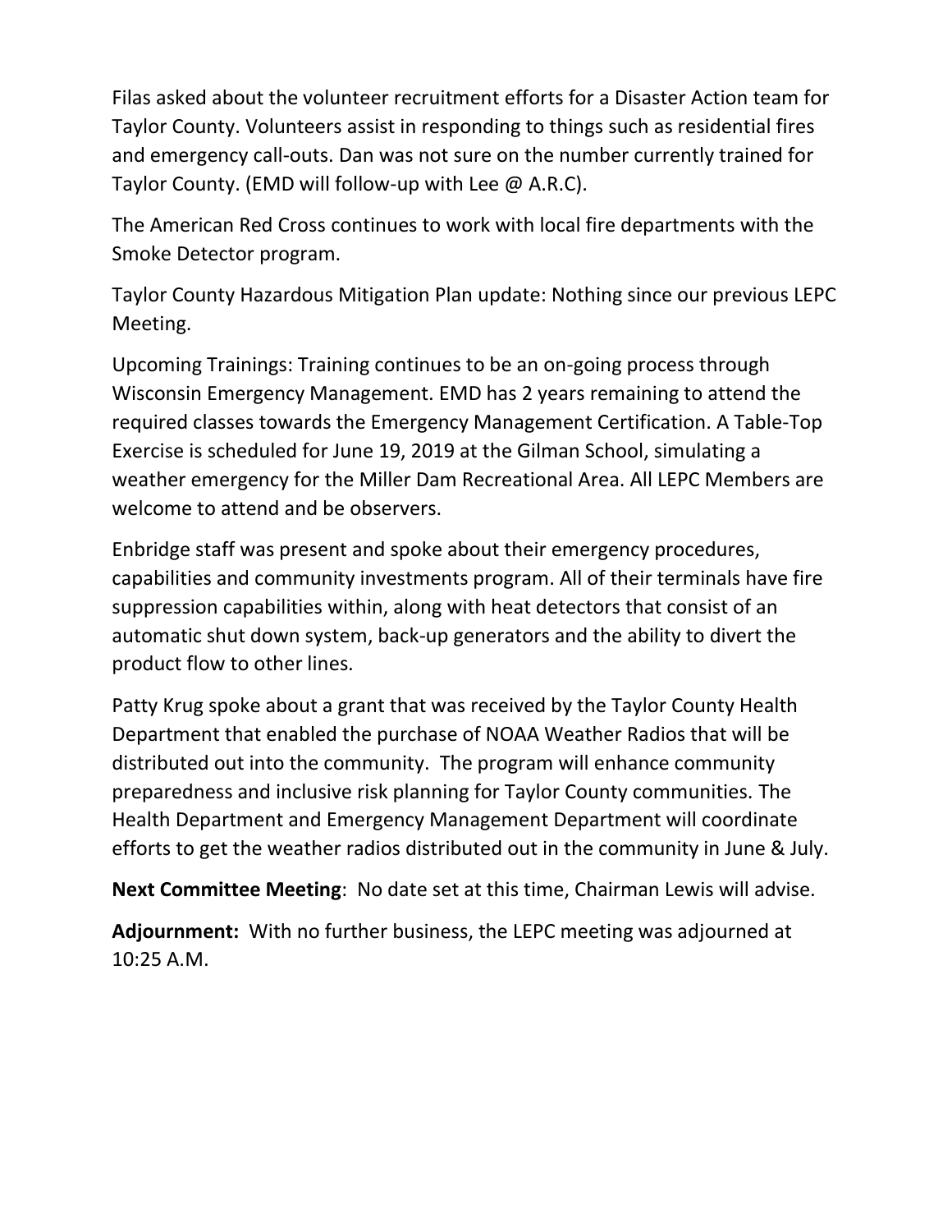Filas asked about the volunteer recruitment efforts for a Disaster Action team for Taylor County. Volunteers assist in responding to things such as residential fires and emergency call-outs. Dan was not sure on the number currently trained for Taylor County. (EMD will follow-up with Lee @ A.R.C).

The American Red Cross continues to work with local fire departments with the Smoke Detector program.

Taylor County Hazardous Mitigation Plan update: Nothing since our previous LEPC Meeting.

Upcoming Trainings: Training continues to be an on-going process through Wisconsin Emergency Management. EMD has 2 years remaining to attend the required classes towards the Emergency Management Certification. A Table-Top Exercise is scheduled for June 19, 2019 at the Gilman School, simulating a weather emergency for the Miller Dam Recreational Area. All LEPC Members are welcome to attend and be observers.

Enbridge staff was present and spoke about their emergency procedures, capabilities and community investments program. All of their terminals have fire suppression capabilities within, along with heat detectors that consist of an automatic shut down system, back-up generators and the ability to divert the product flow to other lines.

Patty Krug spoke about a grant that was received by the Taylor County Health Department that enabled the purchase of NOAA Weather Radios that will be distributed out into the community. The program will enhance community preparedness and inclusive risk planning for Taylor County communities. The Health Department and Emergency Management Department will coordinate efforts to get the weather radios distributed out in the community in June & July.

**Next Committee Meeting**: No date set at this time, Chairman Lewis will advise.

**Adjournment:** With no further business, the LEPC meeting was adjourned at 10:25 A.M.